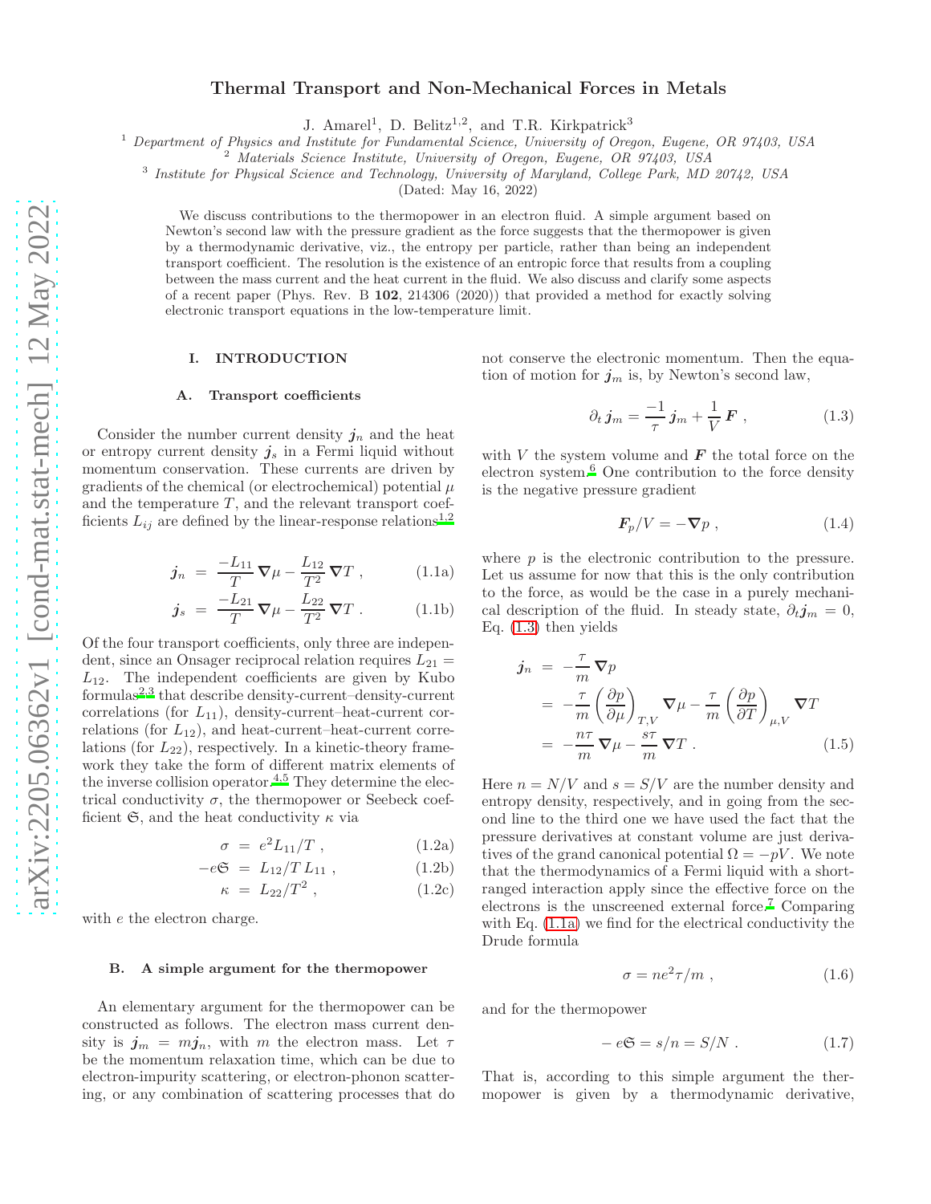# Thermal Transport and Non-Mechanical Forces in Metals

J. Amarel[1], D. Belitz[1,2], and T.R. Kirkpatrick[3]

[1] Department of Physics and Institute for Fundamental Science, University of Oregon, Eugene, OR 97403, USA
[2] Materials Science Institute, University of Oregon, Eugene, OR 97403, USA
[3] Institute for Physical Science and Technology, University of Maryland, College Park, MD 20742, USA

(Dated: May 16, 2022)

We discuss contributions to the thermopower in an electron fluid. A simple argument based on Newton's second law with the pressure gradient as the force suggests that the thermopower is given by a thermodynamic derivative, viz., the entropy per particle, rather than being an independent transport coefficient. The resolution is the existence of an entropic force that results from a coupling between the mass current and the heat current in the fluid. We also discuss and clarify some aspects of a recent paper (Phys. Rev. B **102**, 214306 (2020)) that provided a method for exactly solving electronic transport equations in the low-temperature limit.

## I. INTRODUCTION

### A. Transport coefficients

Consider the number current density $\boldsymbol{j}_n$ and the heat or entropy current density $\boldsymbol{j}_s$ in a Fermi liquid without momentum conservation. These currents are driven by gradients of the chemical (or electrochemical) potential $\mu$ and the temperature $T$, and the relevant transport coefficients $L_{ij}$ are defined by the linear-response relations[1,2]

$$\boldsymbol{j}_n = \frac{-L_{11}}{T}\,\boldsymbol{\nabla}\mu - \frac{L_{12}}{T^2}\,\boldsymbol{\nabla}T\ , \tag{1.1a}$$

$$\boldsymbol{j}_s = \frac{-L_{21}}{T}\,\boldsymbol{\nabla}\mu - \frac{L_{22}}{T^2}\,\boldsymbol{\nabla}T\ . \tag{1.1b}$$

Of the four transport coefficients, only three are independent, since an Onsager reciprocal relation requires $L_{21} = L_{12}$. The independent coefficients are given by Kubo formulas[2,3] that describe density-current–density-current correlations (for $L_{11}$), density-current–heat-current correlations (for $L_{12}$), and heat-current–heat-current correlations (for $L_{22}$), respectively. In a kinetic-theory framework they take the form of different matrix elements of the inverse collision operator.[4,5] They determine the electrical conductivity $\sigma$, the thermopower or Seebeck coefficient $\mathfrak{S}$, and the heat conductivity $\kappa$ via

$$\sigma = e^2 L_{11}/T\ , \tag{1.2a}$$

$$-e\mathfrak{S} = L_{12}/T\,L_{11}\ , \tag{1.2b}$$

$$\kappa = L_{22}/T^2\ , \tag{1.2c}$$

with $e$ the electron charge.

### B. A simple argument for the thermopower

An elementary argument for the thermopower can be constructed as follows. The electron mass current density is $\boldsymbol{j}_m = m\boldsymbol{j}_n$, with $m$ the electron mass. Let $\tau$ be the momentum relaxation time, which can be due to electron-impurity scattering, or electron-phonon scattering, or any combination of scattering processes that do not conserve the electronic momentum. Then the equation of motion for $\boldsymbol{j}_m$ is, by Newton's second law,

$$\partial_t\,\boldsymbol{j}_m = \frac{-1}{\tau}\,\boldsymbol{j}_m + \frac{1}{V}\,\boldsymbol{F}\ , \tag{1.3}$$

with $V$ the system volume and $\boldsymbol{F}$ the total force on the electron system.[6] One contribution to the force density is the negative pressure gradient

$$\boldsymbol{F}_p/V = -\boldsymbol{\nabla}p\ , \tag{1.4}$$

where $p$ is the electronic contribution to the pressure. Let us assume for now that this is the only contribution to the force, as would be the case in a purely mechanical description of the fluid. In steady state, $\partial_t\boldsymbol{j}_m = 0$, Eq. (1.3) then yields

$$\begin{aligned}
\boldsymbol{j}_n &= -\frac{\tau}{m}\,\boldsymbol{\nabla}p \\
&= -\frac{\tau}{m}\left(\frac{\partial p}{\partial\mu}\right)_{T,V}\boldsymbol{\nabla}\mu - \frac{\tau}{m}\left(\frac{\partial p}{\partial T}\right)_{\mu,V}\boldsymbol{\nabla}T \\
&= -\frac{n\tau}{m}\,\boldsymbol{\nabla}\mu - \frac{s\tau}{m}\,\boldsymbol{\nabla}T\ .
\end{aligned} \tag{1.5}$$

Here $n = N/V$ and $s = S/V$ are the number density and entropy density, respectively, and in going from the second line to the third one we have used the fact that the pressure derivatives at constant volume are just derivatives of the grand canonical potential $\Omega = -pV$. We note that the thermodynamics of a Fermi liquid with a short-ranged interaction apply since the effective force on the electrons is the unscreened external force.[7] Comparing with Eq. (1.1a) we find for the electrical conductivity the Drude formula

$$\sigma = ne^2\tau/m\ , \tag{1.6}$$

and for the thermopower

$$-e\mathfrak{S} = s/n = S/N\ . \tag{1.7}$$

That is, according to this simple argument the thermopower is given by a thermodynamic derivative,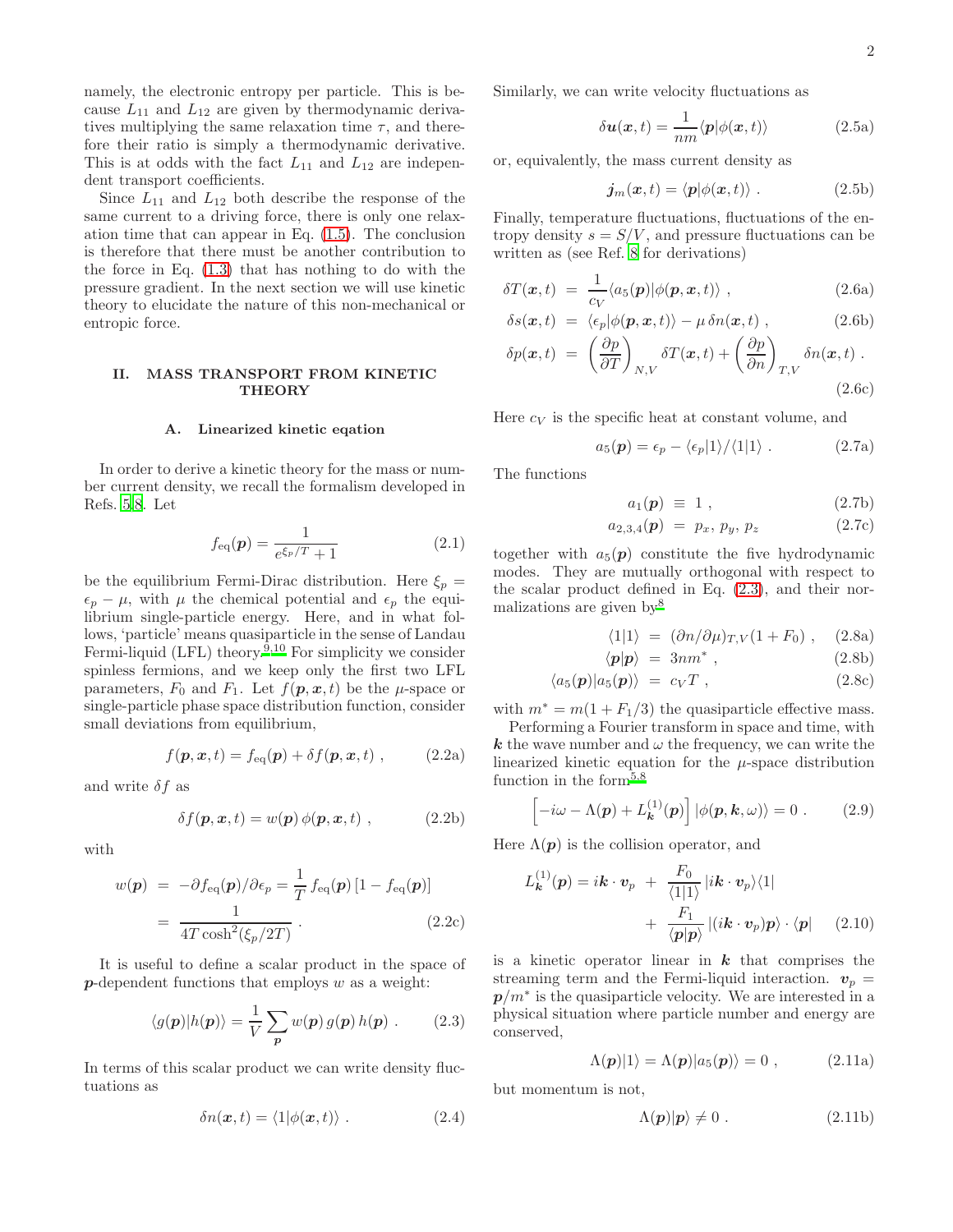namely, the electronic entropy per particle. This is because $L_{11}$ and $L_{12}$ are given by thermodynamic derivatives multiplying the same relaxation time $\tau$, and therefore their ratio is simply a thermodynamic derivative. This is at odds with the fact $L_{11}$ and $L_{12}$ are independent transport coefficients.

Since $L_{11}$ and $L_{12}$ both describe the response of the same current to a driving force, there is only one relaxation time that can appear in Eq. (1.5). The conclusion is therefore that there must be another contribution to the force in Eq. (1.3) that has nothing to do with the pressure gradient. In the next section we will use kinetic theory to elucidate the nature of this non-mechanical or entropic force.

## II. MASS TRANSPORT FROM KINETIC THEORY

### A. Linearized kinetic eqation

In order to derive a kinetic theory for the mass or number current density, we recall the formalism developed in Refs. [5,8]. Let

$$f_{\rm eq}(\boldsymbol{p}) = \frac{1}{e^{\xi_p/T} + 1} \tag{2.1}$$

be the equilibrium Fermi-Dirac distribution. Here $\xi_p = \epsilon_p - \mu$, with $\mu$ the chemical potential and $\epsilon_p$ the equilibrium single-particle energy. Here, and in what follows, 'particle' means quasiparticle in the sense of Landau Fermi-liquid (LFL) theory.[9,10] For simplicity we consider spinless fermions, and we keep only the first two LFL parameters, $F_0$ and $F_1$. Let $f(\boldsymbol{p}, \boldsymbol{x}, t)$ be the $\mu$-space or single-particle phase space distribution function, consider small deviations from equilibrium,

$$f(\boldsymbol{p}, \boldsymbol{x}, t) = f_{\rm eq}(\boldsymbol{p}) + \delta f(\boldsymbol{p}, \boldsymbol{x}, t) \ , \tag{2.2a}$$

and write $\delta f$ as

$$\delta f(\boldsymbol{p}, \boldsymbol{x}, t) = w(\boldsymbol{p})\, \phi(\boldsymbol{p}, \boldsymbol{x}, t) \ , \tag{2.2b}$$

with

$$\begin{aligned} w(\boldsymbol{p}) &= -\partial f_{\rm eq}(\boldsymbol{p})/\partial \epsilon_p = \frac{1}{T}\, f_{\rm eq}(\boldsymbol{p})\, [1 - f_{\rm eq}(\boldsymbol{p})] \\ &= \frac{1}{4T \cosh^2(\xi_p/2T)} \ . \end{aligned} \tag{2.2c}$$

It is useful to define a scalar product in the space of $\boldsymbol{p}$-dependent functions that employs $w$ as a weight:

$$\langle g(\boldsymbol{p}) | h(\boldsymbol{p})\rangle = \frac{1}{V} \sum_{\boldsymbol{p}} w(\boldsymbol{p})\, g(\boldsymbol{p})\, h(\boldsymbol{p}) \ . \tag{2.3}$$

In terms of this scalar product we can write density fluctuations as

$$\delta n(\boldsymbol{x}, t) = \langle 1 | \phi(\boldsymbol{x}, t)\rangle \ . \tag{2.4}$$

Similarly, we can write velocity fluctuations as

$$\delta \boldsymbol{u}(\boldsymbol{x}, t) = \frac{1}{nm} \langle \boldsymbol{p} | \phi(\boldsymbol{x}, t)\rangle \tag{2.5a}$$

or, equivalently, the mass current density as

$$\boldsymbol{j}_m(\boldsymbol{x}, t) = \langle \boldsymbol{p} | \phi(\boldsymbol{x}, t)\rangle \ . \tag{2.5b}$$

Finally, temperature fluctuations, fluctuations of the entropy density $s = S/V$, and pressure fluctuations can be written as (see Ref. 8 for derivations)

$$\begin{aligned} \delta T(\boldsymbol{x}, t) &= \frac{1}{c_V} \langle a_5(\boldsymbol{p}) | \phi(\boldsymbol{p}, \boldsymbol{x}, t)\rangle \ , & (2.6a) \\ \delta s(\boldsymbol{x}, t) &= \langle \epsilon_p | \phi(\boldsymbol{p}, \boldsymbol{x}, t)\rangle - \mu\, \delta n(\boldsymbol{x}, t) \ , & (2.6b) \\ \delta p(\boldsymbol{x}, t) &= \left(\frac{\partial p}{\partial T}\right)_{N,V} \delta T(\boldsymbol{x}, t) + \left(\frac{\partial p}{\partial n}\right)_{T,V} \delta n(\boldsymbol{x}, t) \ . & (2.6c) \end{aligned}$$

Here $c_V$ is the specific heat at constant volume, and

$$a_5(\boldsymbol{p}) = \epsilon_p - \langle \epsilon_p | 1\rangle / \langle 1 | 1\rangle \ . \tag{2.7a}$$

The functions

$$\begin{aligned} a_1(\boldsymbol{p}) &\equiv 1 \ , & (2.7b) \\ a_{2,3,4}(\boldsymbol{p}) &= p_x,\, p_y,\, p_z & (2.7c) \end{aligned}$$

together with $a_5(\boldsymbol{p})$ constitute the five hydrodynamic modes. They are mutually orthogonal with respect to the scalar product defined in Eq. (2.3), and their normalizations are given by[8]

$$\begin{aligned} \langle 1 | 1\rangle &= (\partial n/\partial \mu)_{T,V} (1 + F_0) \ , & (2.8a) \\ \langle \boldsymbol{p} | \boldsymbol{p}\rangle &= 3nm^* \ , & (2.8b) \\ \langle a_5(\boldsymbol{p}) | a_5(\boldsymbol{p})\rangle &= c_V T \ , & (2.8c) \end{aligned}$$

with $m^* = m(1 + F_1/3)$ the quasiparticle effective mass.

Performing a Fourier transform in space and time, with $\boldsymbol{k}$ the wave number and $\omega$ the frequency, we can write the linearized kinetic equation for the $\mu$-space distribution function in the form[5,8]

$$\left[-i\omega - \Lambda(\boldsymbol{p}) + L_{\boldsymbol{k}}^{(1)}(\boldsymbol{p})\right] | \phi(\boldsymbol{p}, \boldsymbol{k}, \omega)\rangle = 0 \ . \tag{2.9}$$

Here $\Lambda(\boldsymbol{p})$ is the collision operator, and

$$\begin{aligned} L_{\boldsymbol{k}}^{(1)}(\boldsymbol{p}) = i\boldsymbol{k} \cdot \boldsymbol{v}_p \ &+ \ \frac{F_0}{\langle 1 | 1\rangle}\, | i\boldsymbol{k} \cdot \boldsymbol{v}_p\rangle \langle 1 | \\ &+ \ \frac{F_1}{\langle \boldsymbol{p} | \boldsymbol{p}\rangle}\, | (i\boldsymbol{k} \cdot \boldsymbol{v}_p)\boldsymbol{p}\rangle \cdot \langle \boldsymbol{p} | \end{aligned} \tag{2.10}$$

is a kinetic operator linear in $\boldsymbol{k}$ that comprises the streaming term and the Fermi-liquid interaction. $\boldsymbol{v}_p = \boldsymbol{p}/m^*$ is the quasiparticle velocity. We are interested in a physical situation where particle number and energy are conserved,

$$\Lambda(\boldsymbol{p}) | 1\rangle = \Lambda(\boldsymbol{p}) | a_5(\boldsymbol{p})\rangle = 0 \ , \tag{2.11a}$$

but momentum is not,

$$\Lambda(\boldsymbol{p}) | \boldsymbol{p}\rangle \neq 0 \ . \tag{2.11b}$$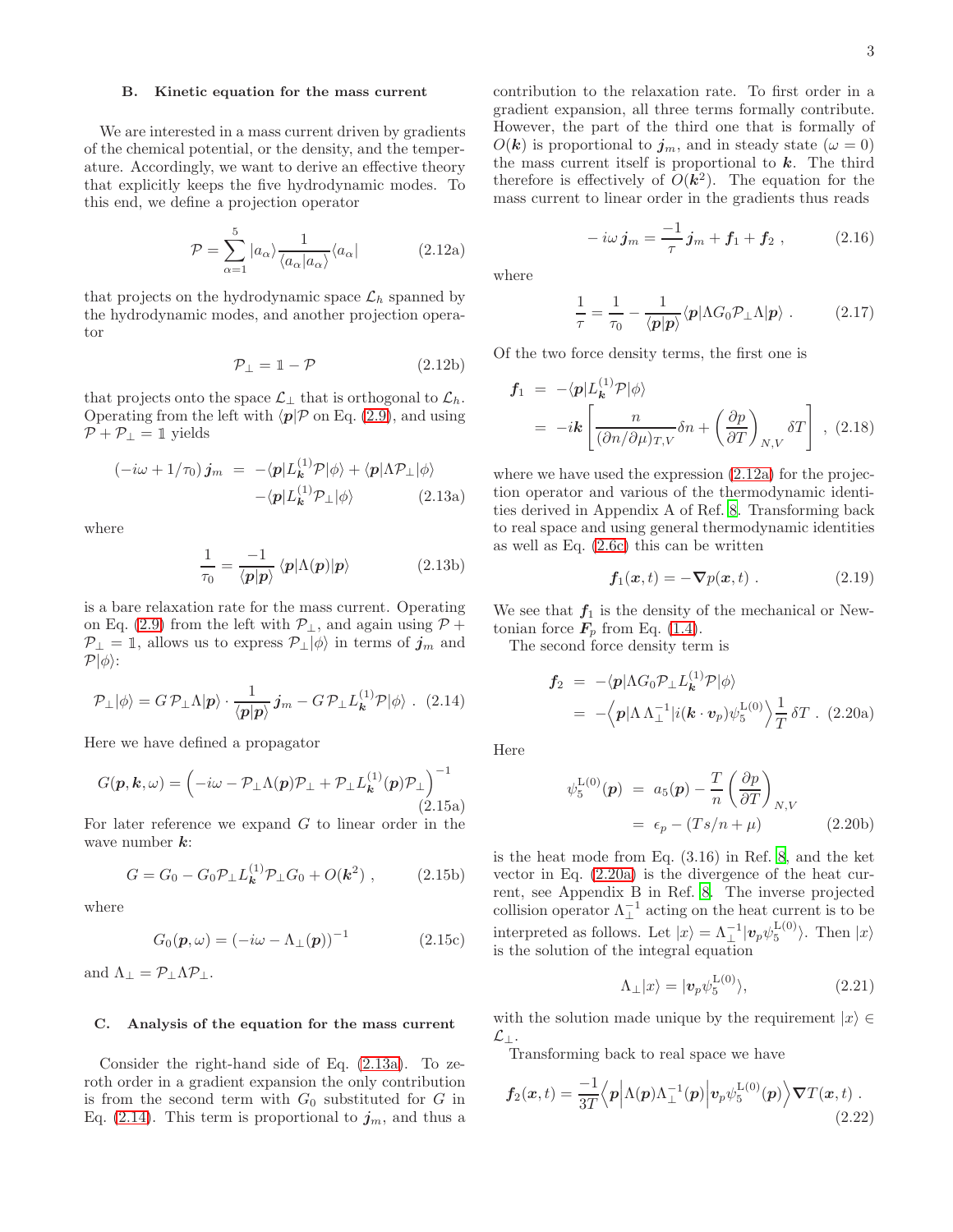## B. Kinetic equation for the mass current

We are interested in a mass current driven by gradients of the chemical potential, or the density, and the temperature. Accordingly, we want to derive an effective theory that explicitly keeps the five hydrodynamic modes. To this end, we define a projection operator

$$\mathcal{P} = \sum_{\alpha=1}^{5} |a_\alpha\rangle \frac{1}{\langle a_\alpha | a_\alpha \rangle} \langle a_\alpha | \tag{2.12a}$$

that projects on the hydrodynamic space $\mathcal{L}_h$ spanned by the hydrodynamic modes, and another projection operator

$$\mathcal{P}_\perp = \mathbb{1} - \mathcal{P} \tag{2.12b}$$

that projects onto the space $\mathcal{L}_\perp$ that is orthogonal to $\mathcal{L}_h$. Operating from the left with $\langle \boldsymbol{p}|\mathcal{P}$ on Eq. (2.9), and using $\mathcal{P} + \mathcal{P}_\perp = \mathbb{1}$ yields

$$\begin{aligned}(-i\omega + 1/\tau_0)\, \boldsymbol{j}_m &= -\langle \boldsymbol{p}| L_{\boldsymbol{k}}^{(1)} \mathcal{P} |\phi\rangle + \langle \boldsymbol{p}|\Lambda \mathcal{P}_\perp|\phi\rangle \\ &\quad - \langle \boldsymbol{p}| L_{\boldsymbol{k}}^{(1)} \mathcal{P}_\perp |\phi\rangle \end{aligned} \tag{2.13a}$$

where

$$\frac{1}{\tau_0} = \frac{-1}{\langle \boldsymbol{p}|\boldsymbol{p}\rangle} \langle \boldsymbol{p}|\Lambda(\boldsymbol{p})|\boldsymbol{p}\rangle \tag{2.13b}$$

is a bare relaxation rate for the mass current. Operating on Eq. (2.9) from the left with $\mathcal{P}_\perp$, and again using $\mathcal{P} + \mathcal{P}_\perp = \mathbb{1}$, allows us to express $\mathcal{P}_\perp|\phi\rangle$ in terms of $\boldsymbol{j}_m$ and $\mathcal{P}|\phi\rangle$:

$$\mathcal{P}_\perp|\phi\rangle = G\,\mathcal{P}_\perp \Lambda |\boldsymbol{p}\rangle \cdot \frac{1}{\langle \boldsymbol{p}|\boldsymbol{p}\rangle} \boldsymbol{j}_m - G\,\mathcal{P}_\perp L_{\boldsymbol{k}}^{(1)} \mathcal{P}|\phi\rangle \; . \tag{2.14}$$

Here we have defined a propagator

$$G(\boldsymbol{p},\boldsymbol{k},\omega) = \left(-i\omega - \mathcal{P}_\perp \Lambda(\boldsymbol{p}) \mathcal{P}_\perp + \mathcal{P}_\perp L_{\boldsymbol{k}}^{(1)}(\boldsymbol{p}) \mathcal{P}_\perp\right)^{-1} \tag{2.15a}$$

For later reference we expand $G$ to linear order in the wave number $\boldsymbol{k}$:

$$G = G_0 - G_0 \mathcal{P}_\perp L_{\boldsymbol{k}}^{(1)} \mathcal{P}_\perp G_0 + O(\boldsymbol{k}^2) \; , \tag{2.15b}$$

where

$$G_0(\boldsymbol{p},\omega) = \left(-i\omega - \Lambda_\perp(\boldsymbol{p})\right)^{-1} \tag{2.15c}$$

and $\Lambda_\perp = \mathcal{P}_\perp \Lambda \mathcal{P}_\perp$.

## C. Analysis of the equation for the mass current

Consider the right-hand side of Eq. (2.13a). To zeroth order in a gradient expansion the only contribution is from the second term with $G_0$ substituted for $G$ in Eq. (2.14). This term is proportional to $\boldsymbol{j}_m$, and thus a contribution to the relaxation rate. To first order in a gradient expansion, all three terms formally contribute. However, the part of the third one that is formally of $O(\boldsymbol{k})$ is proportional to $\boldsymbol{j}_m$, and in steady state ($\omega = 0$) the mass current itself is proportional to $\boldsymbol{k}$. The third therefore is effectively of $O(\boldsymbol{k}^2)$. The equation for the mass current to linear order in the gradients thus reads

$$-i\omega\, \boldsymbol{j}_m = \frac{-1}{\tau}\, \boldsymbol{j}_m + \boldsymbol{f}_1 + \boldsymbol{f}_2 \; , \tag{2.16}$$

where

$$\frac{1}{\tau} = \frac{1}{\tau_0} - \frac{1}{\langle \boldsymbol{p}|\boldsymbol{p}\rangle} \langle \boldsymbol{p}|\Lambda G_0 \mathcal{P}_\perp \Lambda |\boldsymbol{p}\rangle \; . \tag{2.17}$$

Of the two force density terms, the first one is

$$\begin{aligned}\boldsymbol{f}_1 &= -\langle \boldsymbol{p}| L_{\boldsymbol{k}}^{(1)} \mathcal{P}|\phi\rangle \\ &= -i\boldsymbol{k}\left[\frac{n}{(\partial n/\partial \mu)_{T,V}}\delta n + \left(\frac{\partial p}{\partial T}\right)_{N,V} \delta T\right] \; ,\end{aligned} \tag{2.18}$$

where we have used the expression (2.12a) for the projection operator and various of the thermodynamic identities derived in Appendix A of Ref. [8]. Transforming back to real space and using general thermodynamic identities as well as Eq. (2.6c) this can be written

$$\boldsymbol{f}_1(\boldsymbol{x},t) = -\boldsymbol{\nabla} p(\boldsymbol{x},t) \; . \tag{2.19}$$

We see that $\boldsymbol{f}_1$ is the density of the mechanical or Newtonian force $\boldsymbol{F}_p$ from Eq. (1.4).

The second force density term is

$$\begin{aligned}\boldsymbol{f}_2 &= -\langle \boldsymbol{p}|\Lambda G_0 \mathcal{P}_\perp L_{\boldsymbol{k}}^{(1)} \mathcal{P}|\phi\rangle \\ &= -\left\langle \boldsymbol{p}|\Lambda\, \Lambda_\perp^{-1}| i(\boldsymbol{k}\cdot\boldsymbol{v}_p)\psi_5^{\mathrm{L}(0)}\right\rangle \frac{1}{T}\,\delta T \; .\end{aligned} \tag{2.20a}$$

Here

$$\begin{aligned}\psi_5^{\mathrm{L}(0)}(\boldsymbol{p}) &= a_5(\boldsymbol{p}) - \frac{T}{n}\left(\frac{\partial p}{\partial T}\right)_{N,V} \\ &= \epsilon_p - (Ts/n + \mu)\end{aligned} \tag{2.20b}$$

is the heat mode from Eq. (3.16) in Ref. [8], and the ket vector in Eq. (2.20a) is the divergence of the heat current, see Appendix B in Ref. [8]. The inverse projected collision operator $\Lambda_\perp^{-1}$ acting on the heat current is to be interpreted as follows. Let $|x\rangle = \Lambda_\perp^{-1}|\boldsymbol{v}_p \psi_5^{\mathrm{L}(0)}\rangle$. Then $|x\rangle$ is the solution of the integral equation

$$\Lambda_\perp |x\rangle = |\boldsymbol{v}_p \psi_5^{\mathrm{L}(0)}\rangle, \tag{2.21}$$

with the solution made unique by the requirement $|x\rangle \in \mathcal{L}_\perp$.

Transforming back to real space we have

$$\boldsymbol{f}_2(\boldsymbol{x},t) = \frac{-1}{3T}\left\langle \boldsymbol{p}\middle|\Lambda(\boldsymbol{p})\Lambda_\perp^{-1}(\boldsymbol{p})\middle|\boldsymbol{v}_p \psi_5^{\mathrm{L}(0)}(\boldsymbol{p})\right\rangle \boldsymbol{\nabla} T(\boldsymbol{x},t) \; . \tag{2.22}$$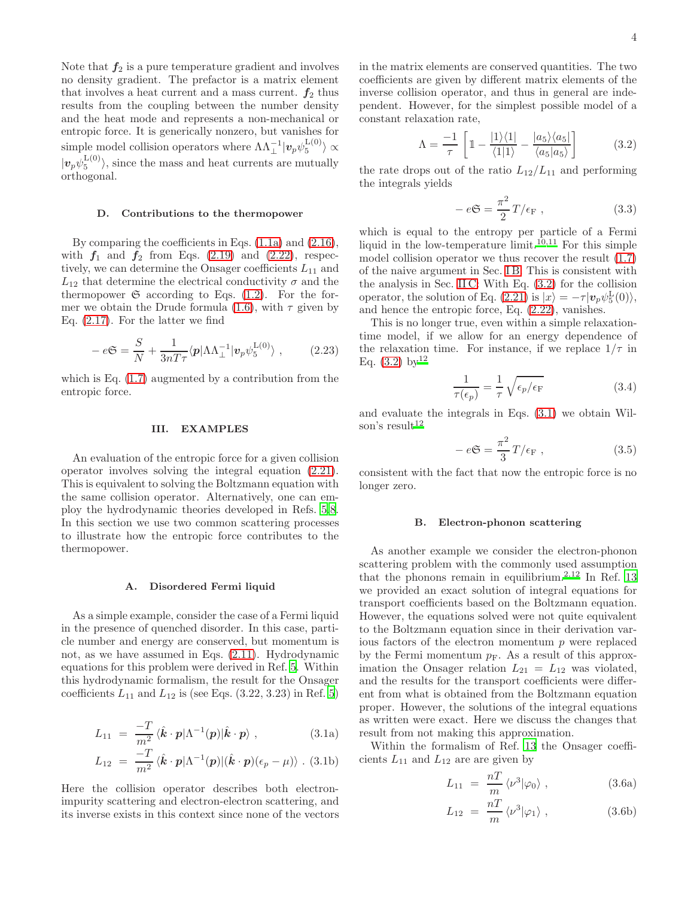Note that $\boldsymbol{f}_2$ is a pure temperature gradient and involves no density gradient. The prefactor is a matrix element that involves a heat current and a mass current. $\boldsymbol{f}_2$ thus results from the coupling between the number density and the heat mode and represents a non-mechanical or entropic force. It is generically nonzero, but vanishes for simple model collision operators where $\Lambda\Lambda_\perp^{-1}|\boldsymbol{v}_p\psi_5^{\mathrm{L}(0)}\rangle \propto |\boldsymbol{v}_p\psi_5^{\mathrm{L}(0)}\rangle$, since the mass and heat currents are mutually orthogonal.

### D. Contributions to the thermopower

By comparing the coefficients in Eqs. (1.1a) and (2.16), with $\boldsymbol{f}_1$ and $\boldsymbol{f}_2$ from Eqs. (2.19) and (2.22), respectively, we can determine the Onsager coefficients $L_{11}$ and $L_{12}$ that determine the electrical conductivity $\sigma$ and the thermopower $\mathfrak{S}$ according to Eqs. (1.2). For the former we obtain the Drude formula (1.6), with $\tau$ given by Eq. (2.17). For the latter we find

$$-e\mathfrak{S} = \frac{S}{N} + \frac{1}{3nT\tau}\langle \boldsymbol{p}|\Lambda\Lambda_\perp^{-1}|\boldsymbol{v}_p\psi_5^{\mathrm{L}(0)}\rangle\ , \tag{2.23}$$

which is Eq. (1.7) augmented by a contribution from the entropic force.

## III. EXAMPLES

An evaluation of the entropic force for a given collision operator involves solving the integral equation (2.21). This is equivalent to solving the Boltzmann equation with the same collision operator. Alternatively, one can employ the hydrodynamic theories developed in Refs. 5,8. In this section we use two common scattering processes to illustrate how the entropic force contributes to the thermopower.

### A. Disordered Fermi liquid

As a simple example, consider the case of a Fermi liquid in the presence of quenched disorder. In this case, particle number and energy are conserved, but momentum is not, as we have assumed in Eqs. (2.11). Hydrodynamic equations for this problem were derived in Ref. 5. Within this hydrodynamic formalism, the result for the Onsager coefficients $L_{11}$ and $L_{12}$ is (see Eqs. (3.22, 3.23) in Ref. 5)

$$L_{11} = \frac{-T}{m^2}\langle\hat{\boldsymbol{k}}\cdot\boldsymbol{p}|\Lambda^{-1}(\boldsymbol{p})|\hat{\boldsymbol{k}}\cdot\boldsymbol{p}\rangle\ , \tag{3.1a}$$

$$L_{12} = \frac{-T}{m^2}\langle\hat{\boldsymbol{k}}\cdot\boldsymbol{p}|\Lambda^{-1}(\boldsymbol{p})|(\hat{\boldsymbol{k}}\cdot\boldsymbol{p})(\epsilon_p-\mu)\rangle\ . \tag{3.1b}$$

Here the collision operator describes both electron-impurity scattering and electron-electron scattering, and its inverse exists in this context since none of the vectors in the matrix elements are conserved quantities. The two coefficients are given by different matrix elements of the inverse collision operator, and thus in general are independent. However, for the simplest possible model of a constant relaxation rate,

$$\Lambda = \frac{-1}{\tau}\left[\mathbb{1} - \frac{|1\rangle\langle 1|}{\langle 1|1\rangle} - \frac{|a_5\rangle\langle a_5|}{\langle a_5|a_5\rangle}\right] \tag{3.2}$$

the rate drops out of the ratio $L_{12}/L_{11}$ and performing the integrals yields

$$-e\mathfrak{S} = \frac{\pi^2}{2}\,T/\epsilon_{\mathrm{F}}\ , \tag{3.3}$$

which is equal to the entropy per particle of a Fermi liquid in the low-temperature limit.[10,11] For this simple model collision operator we thus recover the result (1.7) of the naive argument in Sec. I B. This is consistent with the analysis in Sec. II C: With Eq. (3.2) for the collision operator, the solution of Eq. (2.21) is $|x\rangle = -\tau|\boldsymbol{v}_p\psi_5^{\mathrm{L}}(0)\rangle$, and hence the entropic force, Eq. (2.22), vanishes.

This is no longer true, even within a simple relaxation-time model, if we allow for an energy dependence of the relaxation time. For instance, if we replace $1/\tau$ in Eq. (3.2) by[12]

$$\frac{1}{\tau(\epsilon_p)} = \frac{1}{\tau}\sqrt{\epsilon_p/\epsilon_{\mathrm{F}}} \tag{3.4}$$

and evaluate the integrals in Eqs. (3.1) we obtain Wilson's result[12]

$$-e\mathfrak{S} = \frac{\pi^2}{3}\,T/\epsilon_{\mathrm{F}}\ , \tag{3.5}$$

consistent with the fact that now the entropic force is no longer zero.

### B. Electron-phonon scattering

As another example we consider the electron-phonon scattering problem with the commonly used assumption that the phonons remain in equilibrium.[2,12] In Ref. 13 we provided an exact solution of integral equations for transport coefficients based on the Boltzmann equation. However, the equations solved were not quite equivalent to the Boltzmann equation since in their derivation various factors of the electron momentum $p$ were replaced by the Fermi momentum $p_{\mathrm{F}}$. As a result of this approximation the Onsager relation $L_{21} = L_{12}$ was violated, and the results for the transport coefficients were different from what is obtained from the Boltzmann equation proper. However, the solutions of the integral equations as written were exact. Here we discuss the changes that result from not making this approximation.

Within the formalism of Ref. 13 the Onsager coefficients $L_{11}$ and $L_{12}$ are are given by

$$L_{11} = \frac{nT}{m}\langle\nu^3|\varphi_0\rangle\ , \tag{3.6a}$$

$$L_{12} = \frac{nT}{m}\langle\nu^3|\varphi_1\rangle\ , \tag{3.6b}$$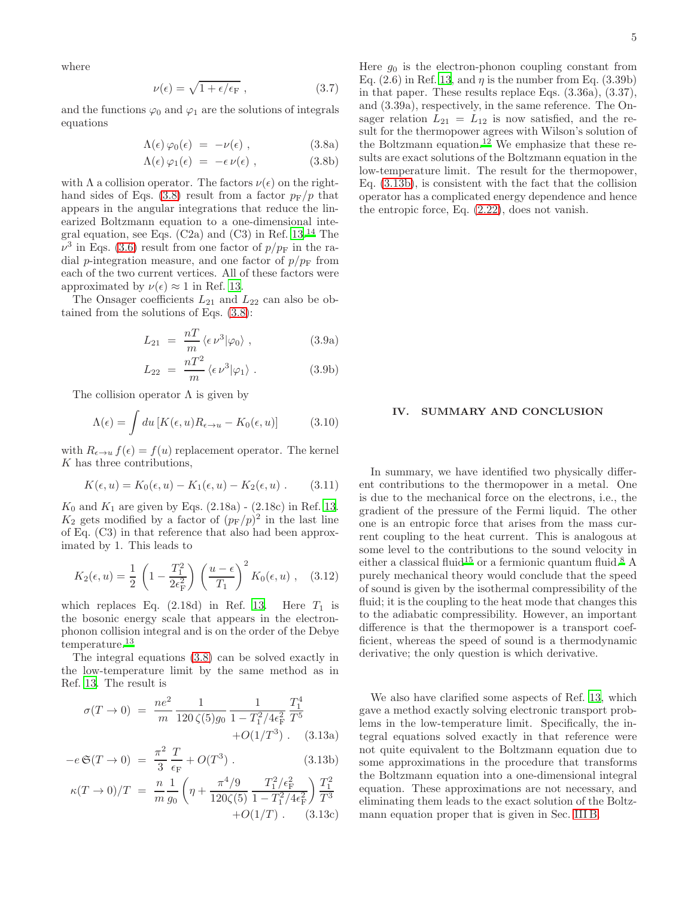where

$$\nu(\epsilon) = \sqrt{1 + \epsilon/\epsilon_{\rm F}}\ , \tag{3.7}$$

and the functions $\varphi_0$ and $\varphi_1$ are the solutions of integrals equations

$$\Lambda(\epsilon)\,\varphi_0(\epsilon) \;=\; -\nu(\epsilon)\ , \tag{3.8a}$$

$$\Lambda(\epsilon)\,\varphi_1(\epsilon) \;=\; -\epsilon\,\nu(\epsilon)\ , \tag{3.8b}$$

with $\Lambda$ a collision operator. The factors $\nu(\epsilon)$ on the right-hand sides of Eqs. (3.8) result from a factor $p_{\rm F}/p$ that appears in the angular integrations that reduce the linearized Boltzmann equation to a one-dimensional integral equation, see Eqs. (C2a) and (C3) in Ref. 13.[14] The $\nu^3$ in Eqs. (3.6) result from one factor of $p/p_{\rm F}$ in the radial $p$-integration measure, and one factor of $p/p_{\rm F}$ from each of the two current vertices. All of these factors were approximated by $\nu(\epsilon) \approx 1$ in Ref. 13.

The Onsager coefficients $L_{21}$ and $L_{22}$ can also be obtained from the solutions of Eqs. (3.8):

$$L_{21} \;=\; \frac{nT}{m}\,\langle \epsilon\,\nu^3 \vert \varphi_0\rangle\ , \tag{3.9a}$$

$$L_{22} \;=\; \frac{nT^2}{m}\,\langle \epsilon\,\nu^3 \vert \varphi_1\rangle\ . \tag{3.9b}$$

The collision operator $\Lambda$ is given by

$$\Lambda(\epsilon) = \int du\,\left[K(\epsilon,u)R_{\epsilon\to u} - K_0(\epsilon,u)\right] \tag{3.10}$$

with $R_{\epsilon\to u}\,f(\epsilon) = f(u)$ replacement operator. The kernel $K$ has three contributions,

$$K(\epsilon,u) = K_0(\epsilon,u) - K_1(\epsilon,u) - K_2(\epsilon,u)\ . \tag{3.11}$$

$K_0$ and $K_1$ are given by Eqs. (2.18a) - (2.18c) in Ref. 13. $K_2$ gets modified by a factor of $(p_{\rm F}/p)^2$ in the last line of Eq. (C3) in that reference that also had been approximated by 1. This leads to

$$K_2(\epsilon,u) = \frac{1}{2}\left(1 - \frac{T_1^2}{2\epsilon_{\rm F}^2}\right)\left(\frac{u-\epsilon}{T_1}\right)^2 K_0(\epsilon,u)\ , \tag{3.12}$$

which replaces Eq. (2.18d) in Ref. 13. Here $T_1$ is the bosonic energy scale that appears in the electron-phonon collision integral and is on the order of the Debye temperature.[13]

The integral equations (3.8) can be solved exactly in the low-temperature limit by the same method as in Ref. 13. The result is

$$\sigma(T\to 0) \;=\; \frac{ne^2}{m}\,\frac{1}{120\,\zeta(5)g_0}\,\frac{1}{1-T_1^2/4\epsilon_{\rm F}^2}\,\frac{T_1^4}{T^5} + O(1/T^3)\ . \tag{3.13a}$$

$$-e\,\mathfrak{S}(T\to 0) \;=\; \frac{\pi^2}{3}\,\frac{T}{\epsilon_{\rm F}} + O(T^3)\ . \tag{3.13b}$$

$$\kappa(T\to 0)/T \;=\; \frac{n}{m}\,\frac{1}{g_0}\left(\eta + \frac{\pi^4/9}{120\zeta(5)}\,\frac{T_1^2/\epsilon_{\rm F}^2}{1-T_1^2/4\epsilon_{\rm F}^2}\right)\frac{T_1^2}{T^3} + O(1/T)\ . \tag{3.13c}$$

Here $g_0$ is the electron-phonon coupling constant from Eq. (2.6) in Ref. 13, and $\eta$ is the number from Eq. (3.39b) in that paper. These results replace Eqs. (3.36a), (3.37), and (3.39a), respectively, in the same reference. The Onsager relation $L_{21} = L_{12}$ is now satisfied, and the result for the thermopower agrees with Wilson's solution of the Boltzmann equation.[12] We emphasize that these results are exact solutions of the Boltzmann equation in the low-temperature limit. The result for the thermopower, Eq. (3.13b), is consistent with the fact that the collision operator has a complicated energy dependence and hence the entropic force, Eq. (2.22), does not vanish.

## IV. SUMMARY AND CONCLUSION

In summary, we have identified two physically different contributions to the thermopower in a metal. One is due to the mechanical force on the electrons, i.e., the gradient of the pressure of the Fermi liquid. The other one is an entropic force that arises from the mass current coupling to the heat current. This is analogous at some level to the contributions to the sound velocity in either a classical fluid[15] or a fermionic quantum fluid.[8] A purely mechanical theory would conclude that the speed of sound is given by the isothermal compressibility of the fluid; it is the coupling to the heat mode that changes this to the adiabatic compressibility. However, an important difference is that the thermopower is a transport coefficient, whereas the speed of sound is a thermodynamic derivative; the only question is which derivative.

We also have clarified some aspects of Ref. 13, which gave a method exactly solving electronic transport problems in the low-temperature limit. Specifically, the integral equations solved exactly in that reference were not quite equivalent to the Boltzmann equation due to some approximations in the procedure that transforms the Boltzmann equation into a one-dimensional integral equation. These approximations are not necessary, and eliminating them leads to the exact solution of the Boltzmann equation proper that is given in Sec. III B.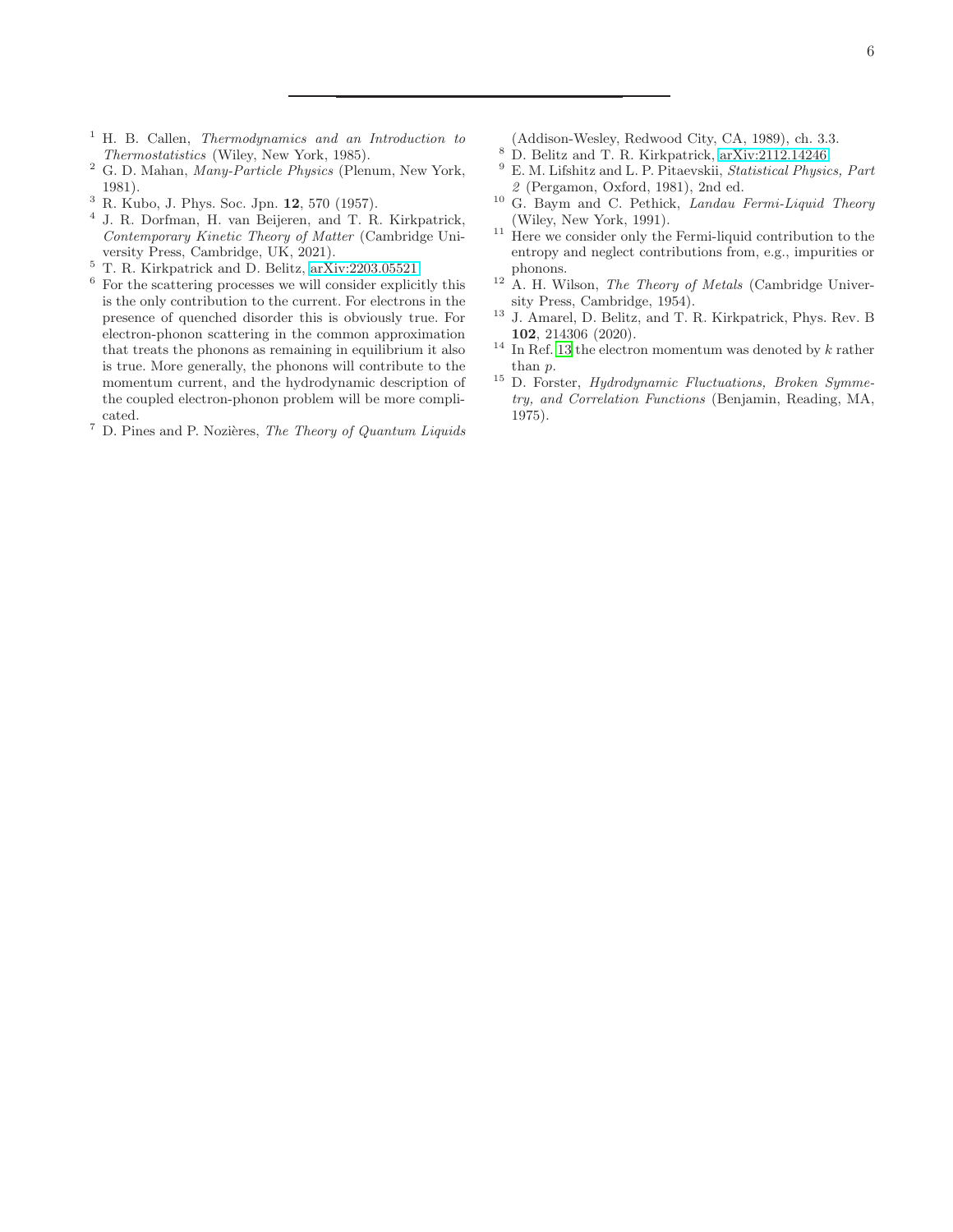[1] H. B. Callen, *Thermodynamics and an Introduction to Thermostatistics* (Wiley, New York, 1985).

[2] G. D. Mahan, *Many-Particle Physics* (Plenum, New York, 1981).

[3] R. Kubo, J. Phys. Soc. Jpn. **12**, 570 (1957).

[4] J. R. Dorfman, H. van Beijeren, and T. R. Kirkpatrick, *Contemporary Kinetic Theory of Matter* (Cambridge University Press, Cambridge, UK, 2021).

[5] T. R. Kirkpatrick and D. Belitz, arXiv:2203.05521.

[6] For the scattering processes we will consider explicitly this is the only contribution to the current. For electrons in the presence of quenched disorder this is obviously true. For electron-phonon scattering in the common approximation that treats the phonons as remaining in equilibrium it also is true. More generally, the phonons will contribute to the momentum current, and the hydrodynamic description of the coupled electron-phonon problem will be more complicated.

[7] D. Pines and P. Nozières, *The Theory of Quantum Liquids* (Addison-Wesley, Redwood City, CA, 1989), ch. 3.3.

[8] D. Belitz and T. R. Kirkpatrick, arXiv:2112.14246.

[9] E. M. Lifshitz and L. P. Pitaevskii, *Statistical Physics, Part 2* (Pergamon, Oxford, 1981), 2nd ed.

[10] G. Baym and C. Pethick, *Landau Fermi-Liquid Theory* (Wiley, New York, 1991).

[11] Here we consider only the Fermi-liquid contribution to the entropy and neglect contributions from, e.g., impurities or phonons.

[12] A. H. Wilson, *The Theory of Metals* (Cambridge University Press, Cambridge, 1954).

[13] J. Amarel, D. Belitz, and T. R. Kirkpatrick, Phys. Rev. B **102**, 214306 (2020).

[14] In Ref. 13 the electron momentum was denoted by $k$ rather than $p$.

[15] D. Forster, *Hydrodynamic Fluctuations, Broken Symmetry, and Correlation Functions* (Benjamin, Reading, MA, 1975).